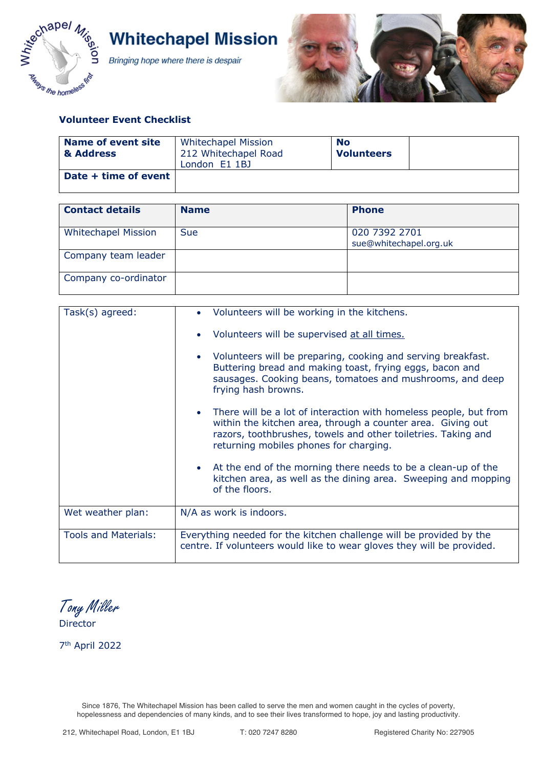# Whitechapel Mission

*Bringing hope where there is despair*

Whitechapel Mission — Always the homeless first

## Volunteer Event Checklist

| **Name of event site & Address** | Whitechapel Mission<br>212 Whitechapel Road<br>London E1 1BJ | **No Volunteers** | |
|---|---|---|---|
| **Date + time of event** | | | |

| **Contact details** | **Name** | **Phone** |
|---|---|---|
| Whitechapel Mission | Sue | 020 7392 2701<br>sue@whitechapel.org.uk |
| Company team leader | | |
| Company co-ordinator | | |

| | |
|---|---|
| Task(s) agreed: | • Volunteers will be working in the kitchens.<br>• Volunteers will be supervised <u>at all times.</u><br>• Volunteers will be preparing, cooking and serving breakfast. Buttering bread and making toast, frying eggs, bacon and sausages. Cooking beans, tomatoes and mushrooms, and deep frying hash browns.<br>• There will be a lot of interaction with homeless people, but from within the kitchen area, through a counter area. Giving out razors, toothbrushes, towels and other toiletries. Taking and returning mobiles phones for charging.<br>• At the end of the morning there needs to be a clean-up of the kitchen area, as well as the dining area. Sweeping and mopping of the floors. |
| Wet weather plan: | N/A as work is indoors. |
| Tools and Materials: | Everything needed for the kitchen challenge will be provided by the centre. If volunteers would like to wear gloves they will be provided. |

*Tony Miller*
Director

7th April 2022

Since 1876, The Whitechapel Mission has been called to serve the men and women caught in the cycles of poverty, hopelessness and dependencies of many kinds, and to see their lives transformed to hope, joy and lasting productivity.

212, Whitechapel Road, London, E1 1BJ T: 020 7247 8280 Registered Charity No: 227905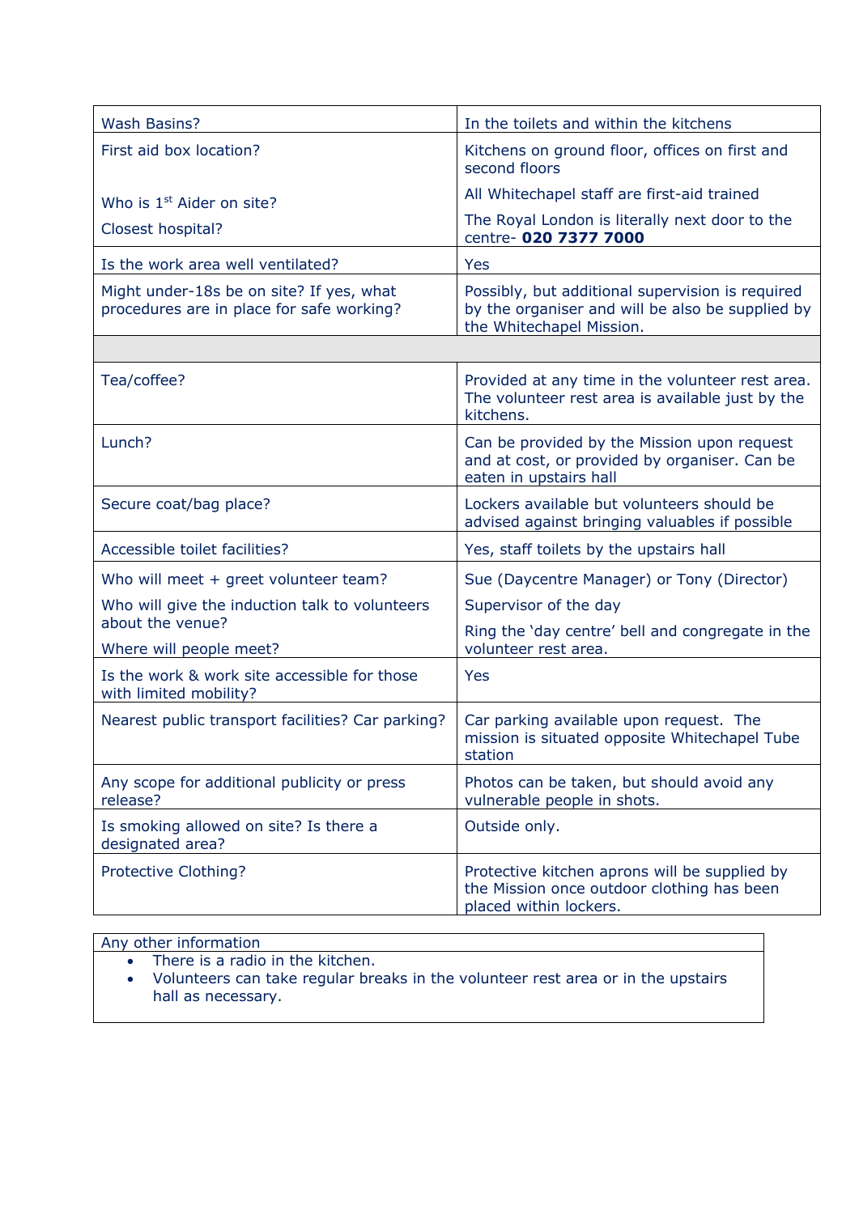| | |
|---|---|
| Wash Basins? | In the toilets and within the kitchens |
| First aid box location?<br><br>Who is 1st Aider on site?<br>Closest hospital? | Kitchens on ground floor, offices on first and second floors<br>All Whitechapel staff are first-aid trained<br>The Royal London is literally next door to the centre- **020 7377 7000** |
| Is the work area well ventilated? | Yes |
| Might under-18s be on site? If yes, what procedures are in place for safe working? | Possibly, but additional supervision is required by the organiser and will be also be supplied by the Whitechapel Mission. |
| | |
| Tea/coffee? | Provided at any time in the volunteer rest area. The volunteer rest area is available just by the kitchens. |
| Lunch? | Can be provided by the Mission upon request and at cost, or provided by organiser. Can be eaten in upstairs hall |
| Secure coat/bag place? | Lockers available but volunteers should be advised against bringing valuables if possible |
| Accessible toilet facilities? | Yes, staff toilets by the upstairs hall |
| Who will meet + greet volunteer team?<br>Who will give the induction talk to volunteers about the venue?<br>Where will people meet? | Sue (Daycentre Manager) or Tony (Director)<br>Supervisor of the day<br>Ring the 'day centre' bell and congregate in the volunteer rest area. |
| Is the work & work site accessible for those with limited mobility? | Yes |
| Nearest public transport facilities? Car parking? | Car parking available upon request. The mission is situated opposite Whitechapel Tube station |
| Any scope for additional publicity or press release? | Photos can be taken, but should avoid any vulnerable people in shots. |
| Is smoking allowed on site? Is there a designated area? | Outside only. |
| Protective Clothing? | Protective kitchen aprons will be supplied by the Mission once outdoor clothing has been placed within lockers. |

| Any other information |
|---|
| • There is a radio in the kitchen.<br>• Volunteers can take regular breaks in the volunteer rest area or in the upstairs hall as necessary. |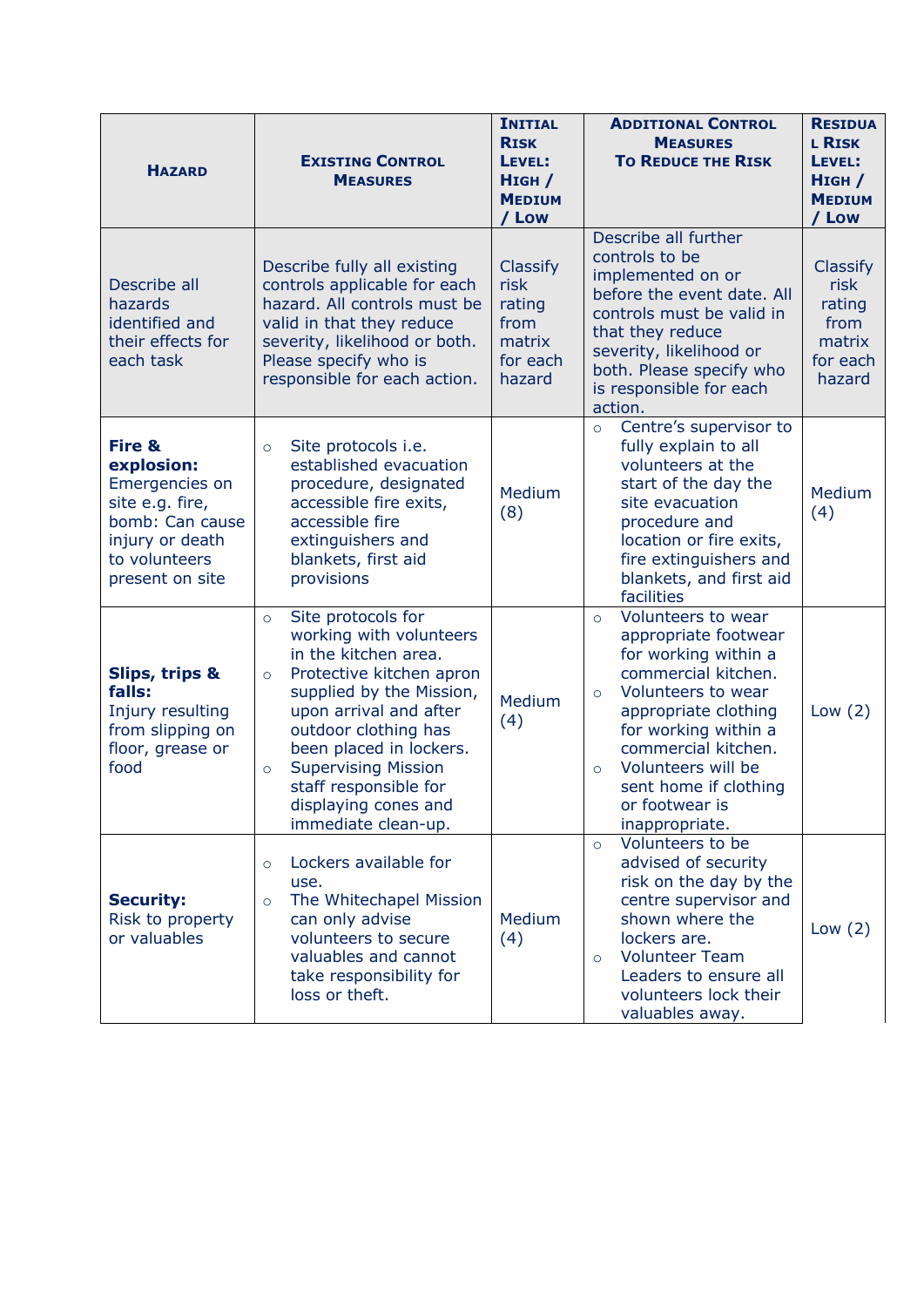| Hazard | Existing Control Measures | Initial Risk Level: High / Medium / Low | Additional Control Measures To Reduce the Risk | Residual Risk Level: High / Medium / Low |
|---|---|---|---|---|
| Describe all hazards identified and their effects for each task | Describe fully all existing controls applicable for each hazard. All controls must be valid in that they reduce severity, likelihood or both. Please specify who is responsible for each action. | Classify risk rating from matrix for each hazard | Describe all further controls to be implemented on or before the event date. All controls must be valid in that they reduce severity, likelihood or both. Please specify who is responsible for each action. | Classify risk rating from matrix for each hazard |
| **Fire & explosion:** Emergencies on site e.g. fire, bomb: Can cause injury or death to volunteers present on site | ○ Site protocols i.e. established evacuation procedure, designated accessible fire exits, accessible fire extinguishers and blankets, first aid provisions | Medium (8) | ○ Centre's supervisor to fully explain to all volunteers at the start of the day the site evacuation procedure and location or fire exits, fire extinguishers and blankets, and first aid facilities | Medium (4) |
| **Slips, trips & falls:** Injury resulting from slipping on floor, grease or food | ○ Site protocols for working with volunteers in the kitchen area.<br>○ Protective kitchen apron supplied by the Mission, upon arrival and after outdoor clothing has been placed in lockers.<br>○ Supervising Mission staff responsible for displaying cones and immediate clean-up. | Medium (4) | ○ Volunteers to wear appropriate footwear for working within a commercial kitchen.<br>○ Volunteers to wear appropriate clothing for working within a commercial kitchen.<br>○ Volunteers will be sent home if clothing or footwear is inappropriate. | Low (2) |
| **Security:** Risk to property or valuables | ○ Lockers available for use.<br>○ The Whitechapel Mission can only advise volunteers to secure valuables and cannot take responsibility for loss or theft. | Medium (4) | ○ Volunteers to be advised of security risk on the day by the centre supervisor and shown where the lockers are.<br>○ Volunteer Team Leaders to ensure all volunteers lock their valuables away. | Low (2) |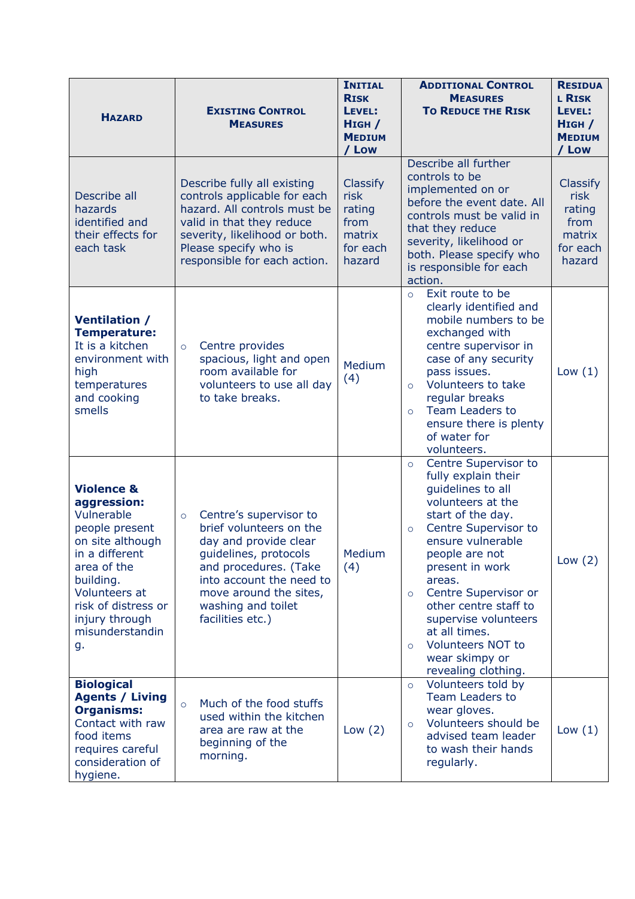| **Hazard** | **Existing Control Measures** | **Initial Risk Level: High / Medium / Low** | **Additional Control Measures To Reduce the Risk** | **Residual Risk Level: High / Medium / Low** |
|---|---|---|---|---|
| Describe all hazards identified and their effects for each task | Describe fully all existing controls applicable for each hazard. All controls must be valid in that they reduce severity, likelihood or both. Please specify who is responsible for each action. | Classify risk rating from matrix for each hazard | Describe all further controls to be implemented on or before the event date. All controls must be valid in that they reduce severity, likelihood or both. Please specify who is responsible for each action. | Classify risk rating from matrix for each hazard |
| **Ventilation / Temperature:** It is a kitchen environment with high temperatures and cooking smells | ○ Centre provides spacious, light and open room available for volunteers to use all day to take breaks. | Medium (4) | ○ Exit route to be clearly identified and mobile numbers to be exchanged with centre supervisor in case of any security pass issues.<br>○ Volunteers to take regular breaks<br>○ Team Leaders to ensure there is plenty of water for volunteers. | Low (1) |
| **Violence & aggression:** Vulnerable people present on site although in a different area of the building. Volunteers at risk of distress or injury through misunderstanding. | ○ Centre's supervisor to brief volunteers on the day and provide clear guidelines, protocols and procedures. (Take into account the need to move around the sites, washing and toilet facilities etc.) | Medium (4) | ○ Centre Supervisor to fully explain their guidelines to all volunteers at the start of the day.<br>○ Centre Supervisor to ensure vulnerable people are not present in work areas.<br>○ Centre Supervisor or other centre staff to supervise volunteers at all times.<br>○ Volunteers NOT to wear skimpy or revealing clothing. | Low (2) |
| **Biological Agents / Living Organisms:** Contact with raw food items requires careful consideration of hygiene. | ○ Much of the food stuffs used within the kitchen area are raw at the beginning of the morning. | Low (2) | ○ Volunteers told by Team Leaders to wear gloves.<br>○ Volunteers should be advised team leader to wash their hands regularly. | Low (1) |